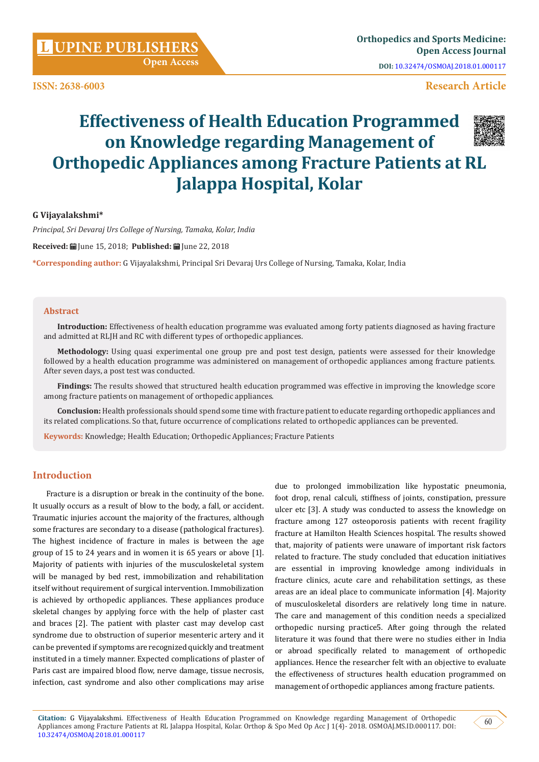# Effectiveness of Health Education Programmed on Knowledge regarding Management of Orthopedic Appliances among Fracture Patients at RL Jalappa Hospital, Kolar

**G Vijayalakshmi***

*Principal, Sri Devaraj Urs College of Nursing, Tamaka, Kolar, India*

**Received:** June 15, 2018; **Published:** June 22, 2018

***Corresponding author:** G Vijayalakshmi, Principal Sri Devaraj Urs College of Nursing, Tamaka, Kolar, India

## Abstract

**Introduction:** Effectiveness of health education programme was evaluated among forty patients diagnosed as having fracture and admitted at RLJH and RC with different types of orthopedic appliances.

**Methodology:** Using quasi experimental one group pre and post test design, patients were assessed for their knowledge followed by a health education programme was administered on management of orthopedic appliances among fracture patients. After seven days, a post test was conducted.

**Findings:** The results showed that structured health education programmed was effective in improving the knowledge score among fracture patients on management of orthopedic appliances.

**Conclusion:** Health professionals should spend some time with fracture patient to educate regarding orthopedic appliances and its related complications. So that, future occurrence of complications related to orthopedic appliances can be prevented.

**Keywords:** Knowledge; Health Education; Orthopedic Appliances; Fracture Patients

## Introduction

Fracture is a disruption or break in the continuity of the bone. It usually occurs as a result of blow to the body, a fall, or accident. Traumatic injuries account the majority of the fractures, although some fractures are secondary to a disease (pathological fractures). The highest incidence of fracture in males is between the age group of 15 to 24 years and in women it is 65 years or above [1]. Majority of patients with injuries of the musculoskeletal system will be managed by bed rest, immobilization and rehabilitation itself without requirement of surgical intervention. Immobilization is achieved by orthopedic appliances. These appliances produce skeletal changes by applying force with the help of plaster cast and braces [2]. The patient with plaster cast may develop cast syndrome due to obstruction of superior mesenteric artery and it can be prevented if symptoms are recognized quickly and treatment instituted in a timely manner. Expected complications of plaster of Paris cast are impaired blood flow, nerve damage, tissue necrosis, infection, cast syndrome and also other complications may arise due to prolonged immobilization like hypostatic pneumonia, foot drop, renal calculi, stiffness of joints, constipation, pressure ulcer etc [3]. A study was conducted to assess the knowledge on fracture among 127 osteoporosis patients with recent fragility fracture at Hamilton Health Sciences hospital. The results showed that, majority of patients were unaware of important risk factors related to fracture. The study concluded that education initiatives are essential in improving knowledge among individuals in fracture clinics, acute care and rehabilitation settings, as these areas are an ideal place to communicate information [4]. Majority of musculoskeletal disorders are relatively long time in nature. The care and management of this condition needs a specialized orthopedic nursing practice5. After going through the related literature it was found that there were no studies either in India or abroad specifically related to management of orthopedic appliances. Hence the researcher felt with an objective to evaluate the effectiveness of structures health education programmed on management of orthopedic appliances among fracture patients.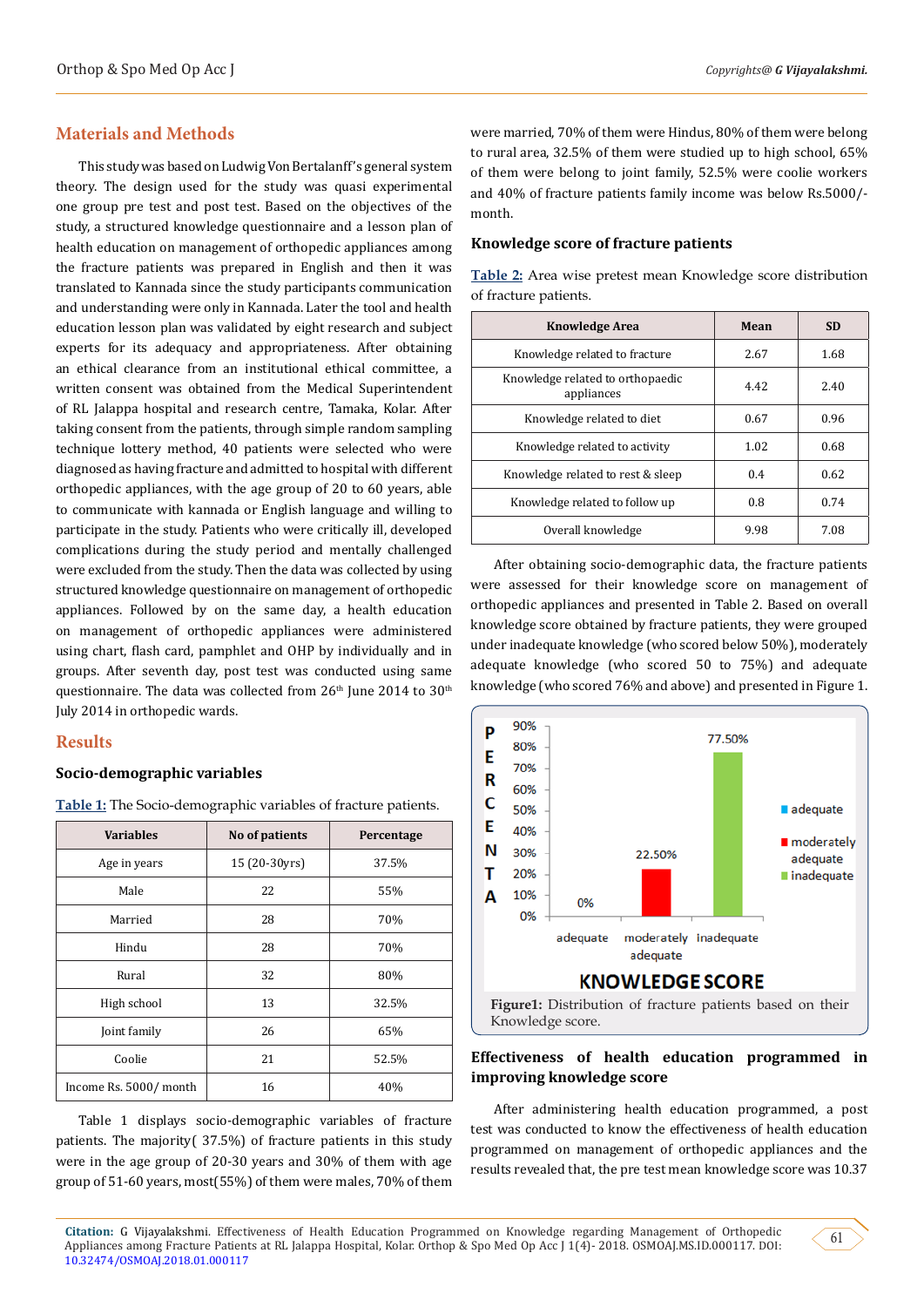## Materials and Methods

This study was based on Ludwig Von Bertalanff's general system theory. The design used for the study was quasi experimental one group pre test and post test. Based on the objectives of the study, a structured knowledge questionnaire and a lesson plan of health education on management of orthopedic appliances among the fracture patients was prepared in English and then it was translated to Kannada since the study participants communication and understanding were only in Kannada. Later the tool and health education lesson plan was validated by eight research and subject experts for its adequacy and appropriateness. After obtaining an ethical clearance from an institutional ethical committee, a written consent was obtained from the Medical Superintendent of RL Jalappa hospital and research centre, Tamaka, Kolar. After taking consent from the patients, through simple random sampling technique lottery method, 40 patients were selected who were diagnosed as having fracture and admitted to hospital with different orthopedic appliances, with the age group of 20 to 60 years, able to communicate with kannada or English language and willing to participate in the study. Patients who were critically ill, developed complications during the study period and mentally challenged were excluded from the study. Then the data was collected by using structured knowledge questionnaire on management of orthopedic appliances. Followed by on the same day, a health education on management of orthopedic appliances were administered using chart, flash card, pamphlet and OHP by individually and in groups. After seventh day, post test was conducted using same questionnaire. The data was collected from 26th June 2014 to 30th July 2014 in orthopedic wards.

## Results

### Socio-demographic variables

Table 1: The Socio-demographic variables of fracture patients.

| Variables | No of patients | Percentage |
|---|---|---|
| Age in years | 15 (20-30yrs) | 37.5% |
| Male | 22 | 55% |
| Married | 28 | 70% |
| Hindu | 28 | 70% |
| Rural | 32 | 80% |
| High school | 13 | 32.5% |
| Joint family | 26 | 65% |
| Coolie | 21 | 52.5% |
| Income Rs. 5000/ month | 16 | 40% |

Table 1 displays socio-demographic variables of fracture patients. The majority( 37.5%) of fracture patients in this study were in the age group of 20-30 years and 30% of them with age group of 51-60 years, most(55%) of them were males, 70% of them were married, 70% of them were Hindus, 80% of them were belong to rural area, 32.5% of them were studied up to high school, 65% of them were belong to joint family, 52.5% were coolie workers and 40% of fracture patients family income was below Rs.5000/- month.

### Knowledge score of fracture patients

Table 2: Area wise pretest mean Knowledge score distribution of fracture patients.

| Knowledge Area | Mean | SD |
|---|---|---|
| Knowledge related to fracture | 2.67 | 1.68 |
| Knowledge related to orthopaedic appliances | 4.42 | 2.40 |
| Knowledge related to diet | 0.67 | 0.96 |
| Knowledge related to activity | 1.02 | 0.68 |
| Knowledge related to rest & sleep | 0.4 | 0.62 |
| Knowledge related to follow up | 0.8 | 0.74 |
| Overall knowledge | 9.98 | 7.08 |

After obtaining socio-demographic data, the fracture patients were assessed for their knowledge score on management of orthopedic appliances and presented in Table 2. Based on overall knowledge score obtained by fracture patients, they were grouped under inadequate knowledge (who scored below 50%), moderately adequate knowledge (who scored 50 to 75%) and adequate knowledge (who scored 76% and above) and presented in Figure 1.

Figure1: Distribution of fracture patients based on their Knowledge score.

### Effectiveness of health education programmed in improving knowledge score

After administering health education programmed, a post test was conducted to know the effectiveness of health education programmed on management of orthopedic appliances and the results revealed that, the pre test mean knowledge score was 10.37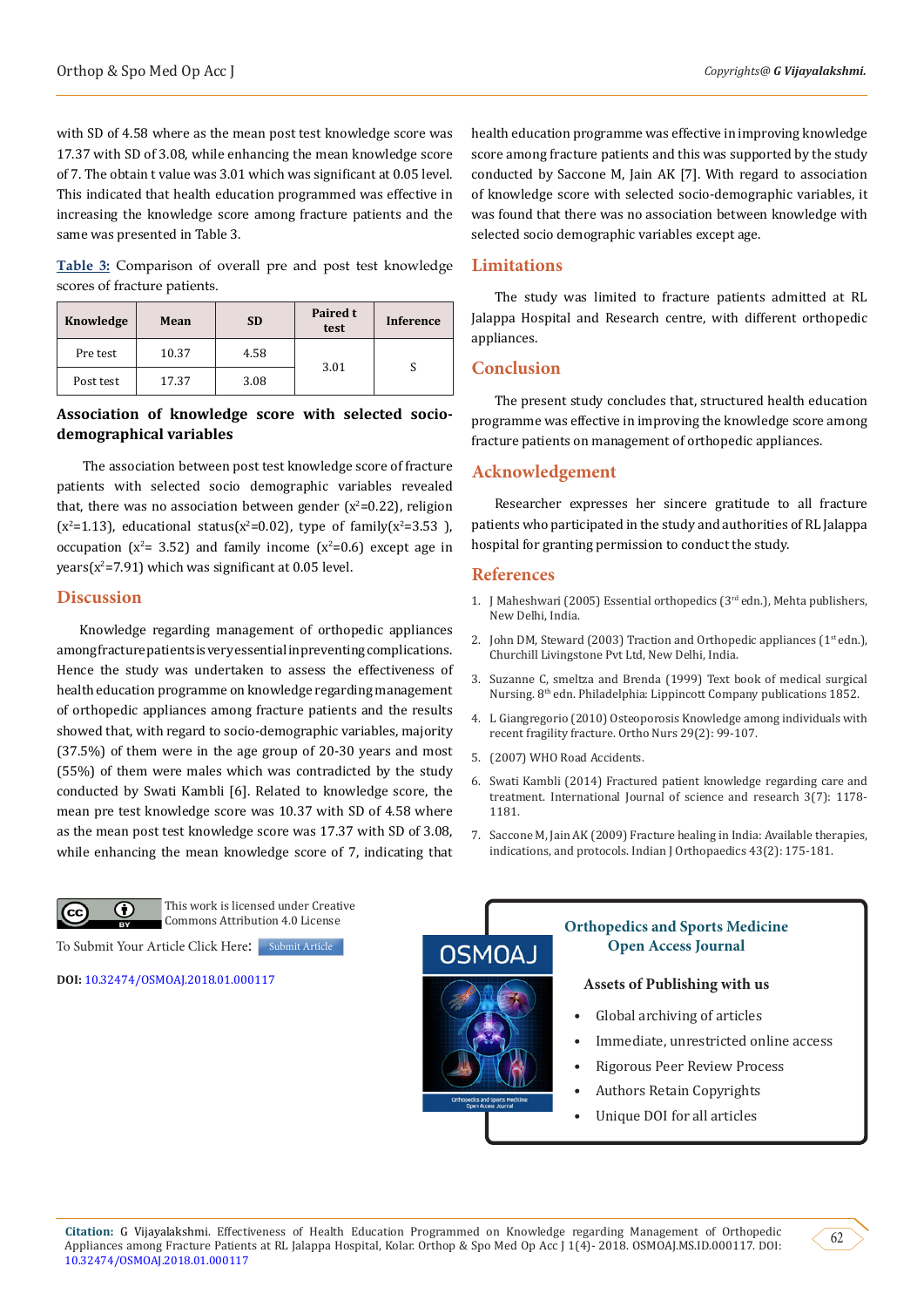with SD of 4.58 where as the mean post test knowledge score was 17.37 with SD of 3.08, while enhancing the mean knowledge score of 7. The obtain t value was 3.01 which was significant at 0.05 level. This indicated that health education programmed was effective in increasing the knowledge score among fracture patients and the same was presented in Table 3.

**Table 3:** Comparison of overall pre and post test knowledge scores of fracture patients.

| Knowledge | Mean | SD | Paired t test | Inference |
|---|---|---|---|---|
| Pre test | 10.37 | 4.58 | 3.01 | S |
| Post test | 17.37 | 3.08 | | |

### Association of knowledge score with selected socio-demographical variables

The association between post test knowledge score of fracture patients with selected socio demographic variables revealed that, there was no association between gender ($x^2$=0.22), religion ($x^2$=1.13), educational status($x^2$=0.02), type of family($x^2$=3.53 ), occupation ($x^2$= 3.52) and family income ($x^2$=0.6) except age in years($x^2$=7.91) which was significant at 0.05 level.

## Discussion

Knowledge regarding management of orthopedic appliances among fracture patients is very essential in preventing complications. Hence the study was undertaken to assess the effectiveness of health education programme on knowledge regarding management of orthopedic appliances among fracture patients and the results showed that, with regard to socio-demographic variables, majority (37.5%) of them were in the age group of 20-30 years and most (55%) of them were males which was contradicted by the study conducted by Swati Kambli [6]. Related to knowledge score, the mean pre test knowledge score was 10.37 with SD of 4.58 where as the mean post test knowledge score was 17.37 with SD of 3.08, while enhancing the mean knowledge score of 7, indicating that health education programme was effective in improving knowledge score among fracture patients and this was supported by the study conducted by Saccone M, Jain AK [7]. With regard to association of knowledge score with selected socio-demographic variables, it was found that there was no association between knowledge with selected socio demographic variables except age.

## Limitations

The study was limited to fracture patients admitted at RL Jalappa Hospital and Research centre, with different orthopedic appliances.

## Conclusion

The present study concludes that, structured health education programme was effective in improving the knowledge score among fracture patients on management of orthopedic appliances.

## Acknowledgement

Researcher expresses her sincere gratitude to all fracture patients who participated in the study and authorities of RL Jalappa hospital for granting permission to conduct the study.

## References

1. J Maheshwari (2005) Essential orthopedics (3rd edn.), Mehta publishers, New Delhi, India.
2. John DM, Steward (2003) Traction and Orthopedic appliances (1st edn.), Churchill Livingstone Pvt Ltd, New Delhi, India.
3. Suzanne C, smeltza and Brenda (1999) Text book of medical surgical Nursing. 8th edn. Philadelphia: Lippincott Company publications 1852.
4. L Giangregorio (2010) Osteoporosis Knowledge among individuals with recent fragility fracture. Ortho Nurs 29(2): 99-107.
5. (2007) WHO Road Accidents.
6. Swati Kambli (2014) Fractured patient knowledge regarding care and treatment. International Journal of science and research 3(7): 1178-1181.
7. Saccone M, Jain AK (2009) Fracture healing in India: Available therapies, indications, and protocols. Indian J Orthopaedics 43(2): 175-181.

This work is licensed under Creative Commons Attribution 4.0 License

To Submit Your Article Click Here: Submit Article

**DOI:** 10.32474/OSMOAJ.2018.01.000117

**Orthopedics and Sports Medicine Open Access Journal**

**Assets of Publishing with us**

- Global archiving of articles
- Immediate, unrestricted online access
- Rigorous Peer Review Process
- Authors Retain Copyrights
- Unique DOI for all articles

**Citation:** G Vijayalakshmi. Effectiveness of Health Education Programmed on Knowledge regarding Management of Orthopedic Appliances among Fracture Patients at RL Jalappa Hospital, Kolar. Orthop & Spo Med Op Acc J 1(4)- 2018. OSMOAJ.MS.ID.000117. DOI: 10.32474/OSMOAJ.2018.01.000117